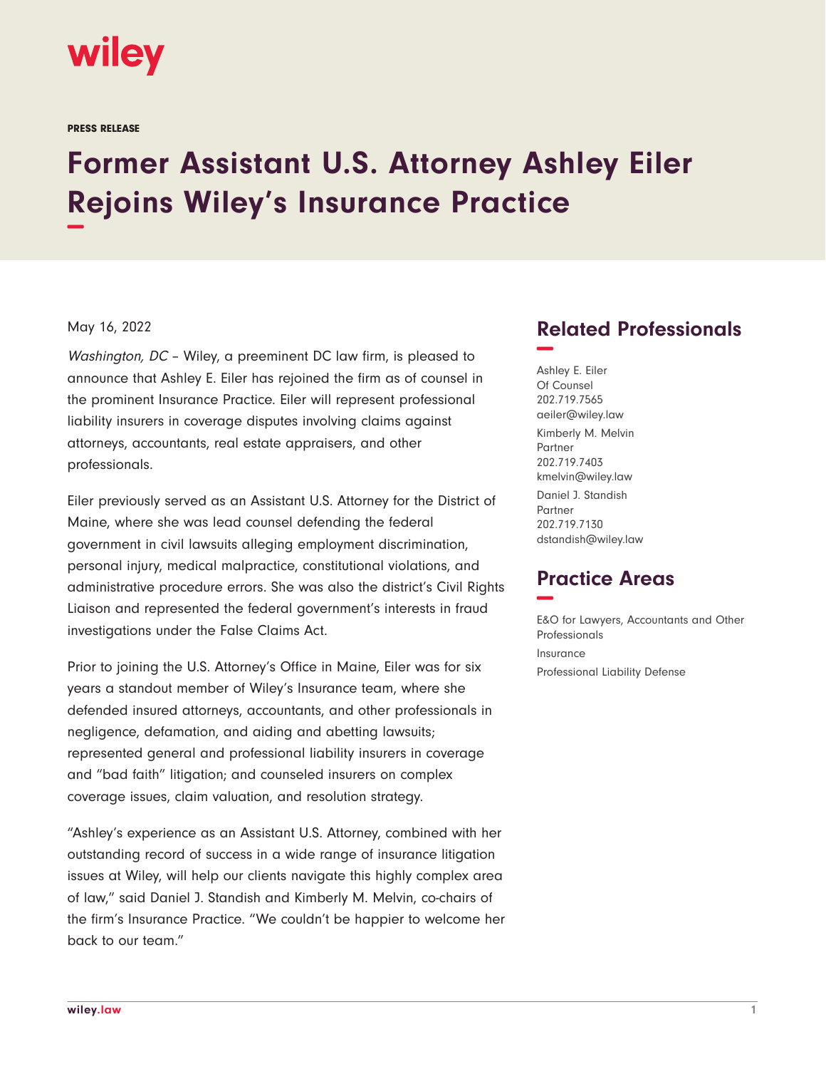PRESS RELEASE

# Former Assistant U.S. Attorney Ashley Eiler Rejoins Wiley's Insurance Practice

May 16, 2022

*Washington, DC* – Wiley, a preeminent DC law firm, is pleased to announce that Ashley E. Eiler has rejoined the firm as of counsel in the prominent Insurance Practice. Eiler will represent professional liability insurers in coverage disputes involving claims against attorneys, accountants, real estate appraisers, and other professionals.

Eiler previously served as an Assistant U.S. Attorney for the District of Maine, where she was lead counsel defending the federal government in civil lawsuits alleging employment discrimination, personal injury, medical malpractice, constitutional violations, and administrative procedure errors. She was also the district's Civil Rights Liaison and represented the federal government's interests in fraud investigations under the False Claims Act.

Prior to joining the U.S. Attorney's Office in Maine, Eiler was for six years a standout member of Wiley's Insurance team, where she defended insured attorneys, accountants, and other professionals in negligence, defamation, and aiding and abetting lawsuits; represented general and professional liability insurers in coverage and "bad faith" litigation; and counseled insurers on complex coverage issues, claim valuation, and resolution strategy.

"Ashley's experience as an Assistant U.S. Attorney, combined with her outstanding record of success in a wide range of insurance litigation issues at Wiley, will help our clients navigate this highly complex area of law," said Daniel J. Standish and Kimberly M. Melvin, co-chairs of the firm's Insurance Practice. "We couldn't be happier to welcome her back to our team."

## Related Professionals

Ashley E. Eiler
Of Counsel
202.719.7565
aeiler@wiley.law

Kimberly M. Melvin
Partner
202.719.7403
kmelvin@wiley.law

Daniel J. Standish
Partner
202.719.7130
dstandish@wiley.law

## Practice Areas

E&O for Lawyers, Accountants and Other Professionals

Insurance

Professional Liability Defense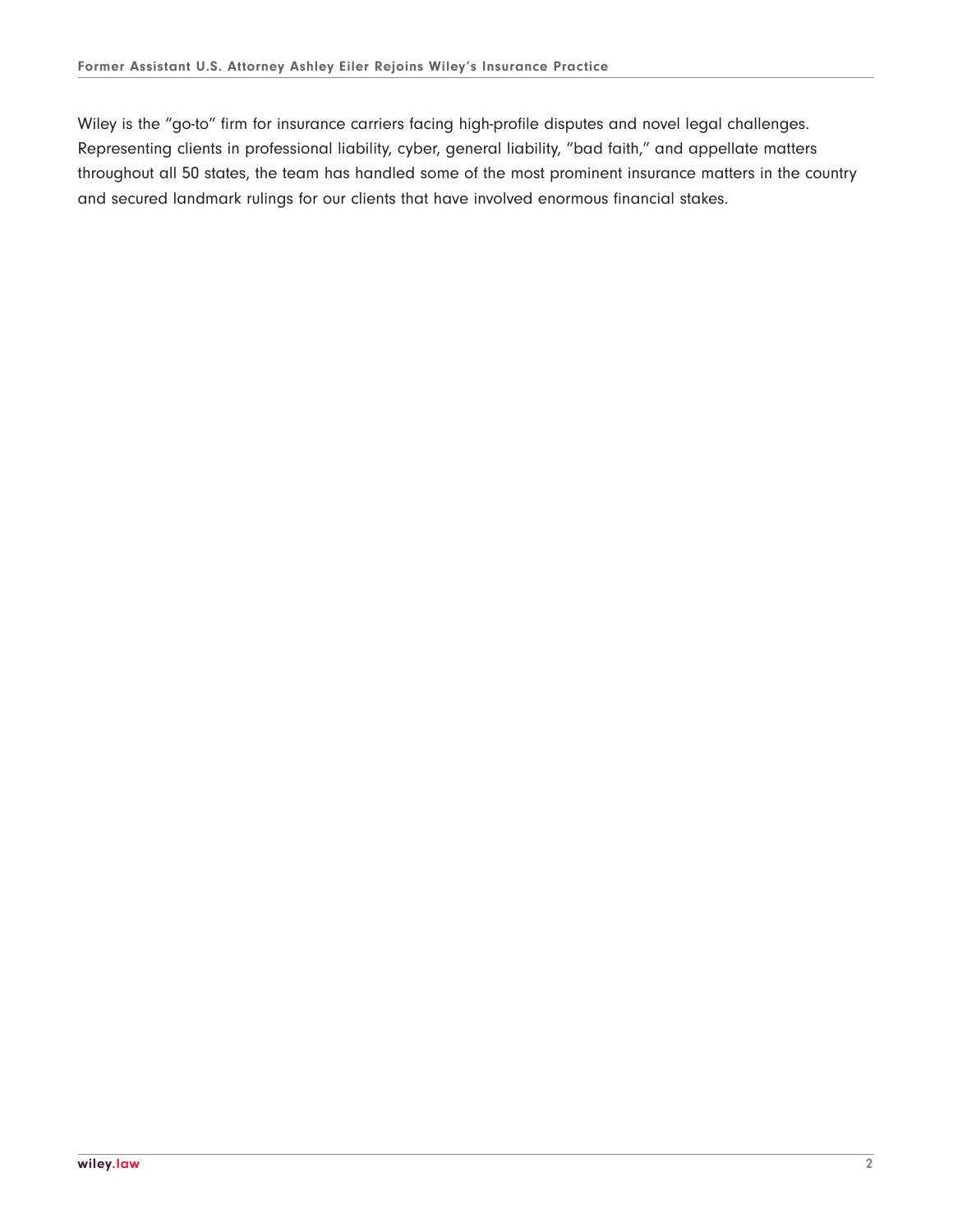Wiley is the "go-to" firm for insurance carriers facing high-profile disputes and novel legal challenges. Representing clients in professional liability, cyber, general liability, "bad faith," and appellate matters throughout all 50 states, the team has handled some of the most prominent insurance matters in the country and secured landmark rulings for our clients that have involved enormous financial stakes.